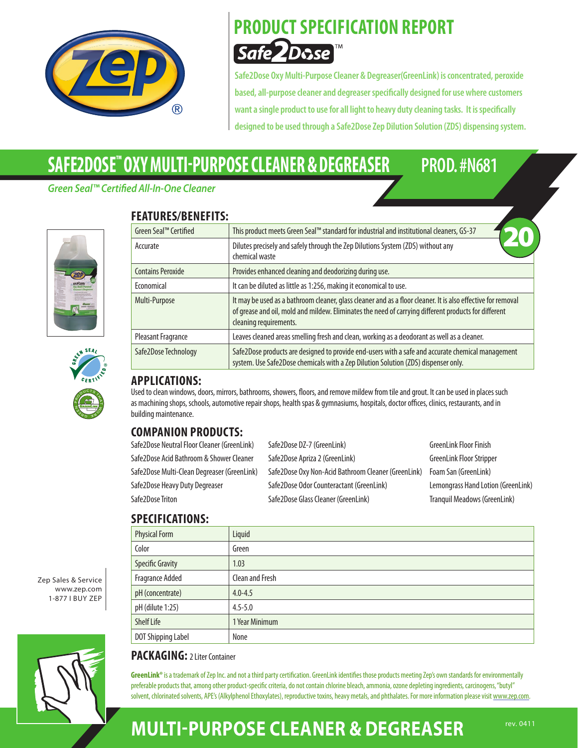# PRODUCT SPECIFICATION REPORT

Safe2Dose™

**Safe2Dose Oxy Multi-Purpose Cleaner & Degreaser(GreenLink) is concentrated, peroxide based, all-purpose cleaner and degreaser specifically designed for use where customers want a single product to use for all light to heavy duty cleaning tasks. It is specifically designed to be used through a Safe2Dose Zep Dilution Solution (ZDS) dispensing system.**

# SAFE2DOSE™ OXY MULTI-PURPOSE CLEANER & DEGREASER PROD. #N681

*Green Seal™ Certified All-In-One Cleaner*

## FEATURES/BENEFITS:

| | |
|---|---|
| Green Seal™ Certified | This product meets Green Seal™ standard for industrial and institutional cleaners, GS-37 |
| Accurate | Dilutes precisely and safely through the Zep Dilutions System (ZDS) without any chemical waste |
| Contains Peroxide | Provides enhanced cleaning and deodorizing during use. |
| Economical | It can be diluted as little as 1:256, making it economical to use. |
| Multi-Purpose | It may be used as a bathroom cleaner, glass cleaner and as a floor cleaner. It is also effective for removal of grease and oil, mold and mildew. Eliminates the need of carrying different products for different cleaning requirements. |
| Pleasant Fragrance | Leaves cleaned areas smelling fresh and clean, working as a deodorant as well as a cleaner. |
| Safe2Dose Technology | Safe2Dose products are designed to provide end-users with a safe and accurate chemical management system. Use Safe2Dose chemicals with a Zep Dilution Solution (ZDS) dispenser only. |

## APPLICATIONS:

Used to clean windows, doors, mirrors, bathrooms, showers, floors, and remove mildew from tile and grout. It can be used in places such as machining shops, schools, automotive repair shops, health spas & gymnasiums, hospitals, doctor offices, clinics, restaurants, and in building maintenance.

## COMPANION PRODUCTS:

- Safe2Dose Neutral Floor Cleaner (GreenLink)
- Safe2Dose Acid Bathroom & Shower Cleaner
- Safe2Dose Multi-Clean Degreaser (GreenLink)
- Safe2Dose Heavy Duty Degreaser
- Safe2Dose Triton
- Safe2Dose DZ-7 (GreenLink)
- Safe2Dose Apriza 2 (GreenLink)
- Safe2Dose Oxy Non-Acid Bathroom Cleaner (GreenLink)
- Safe2Dose Odor Counteractant (GreenLink)
- Safe2Dose Glass Cleaner (GreenLink)
- GreenLink Floor Finish
- GreenLink Floor Stripper
- Foam San (GreenLink)
- Lemongrass Hand Lotion (GreenLink)
- Tranquil Meadows (GreenLink)

## SPECIFICATIONS:

| | |
|---|---|
| Physical Form | Liquid |
| Color | Green |
| Specific Gravity | 1.03 |
| Fragrance Added | Clean and Fresh |
| pH (concentrate) | 4.0-4.5 |
| pH (dilute 1:25) | 4.5-5.0 |
| Shelf Life | 1 Year Minimum |
| DOT Shipping Label | None |

## PACKAGING: 2 Liter Container

Zep Sales & Service
www.zep.com
1-877 I BUY ZEP

**GreenLink®** is a trademark of Zep Inc. and not a third party certification. GreenLink identifies those products meeting Zep's own standards for environmentally preferable products that, among other product-specific criteria, do not contain chlorine bleach, ammonia, ozone depleting ingredients, carcinogens, "butyl" solvent, chlorinated solvents, APE's (Alkylphenol Ethoxylates), reproductive toxins, heavy metals, and phthalates. For more information please visit www.zep.com.

# MULTI-PURPOSE CLEANER & DEGREASER

rev. 0411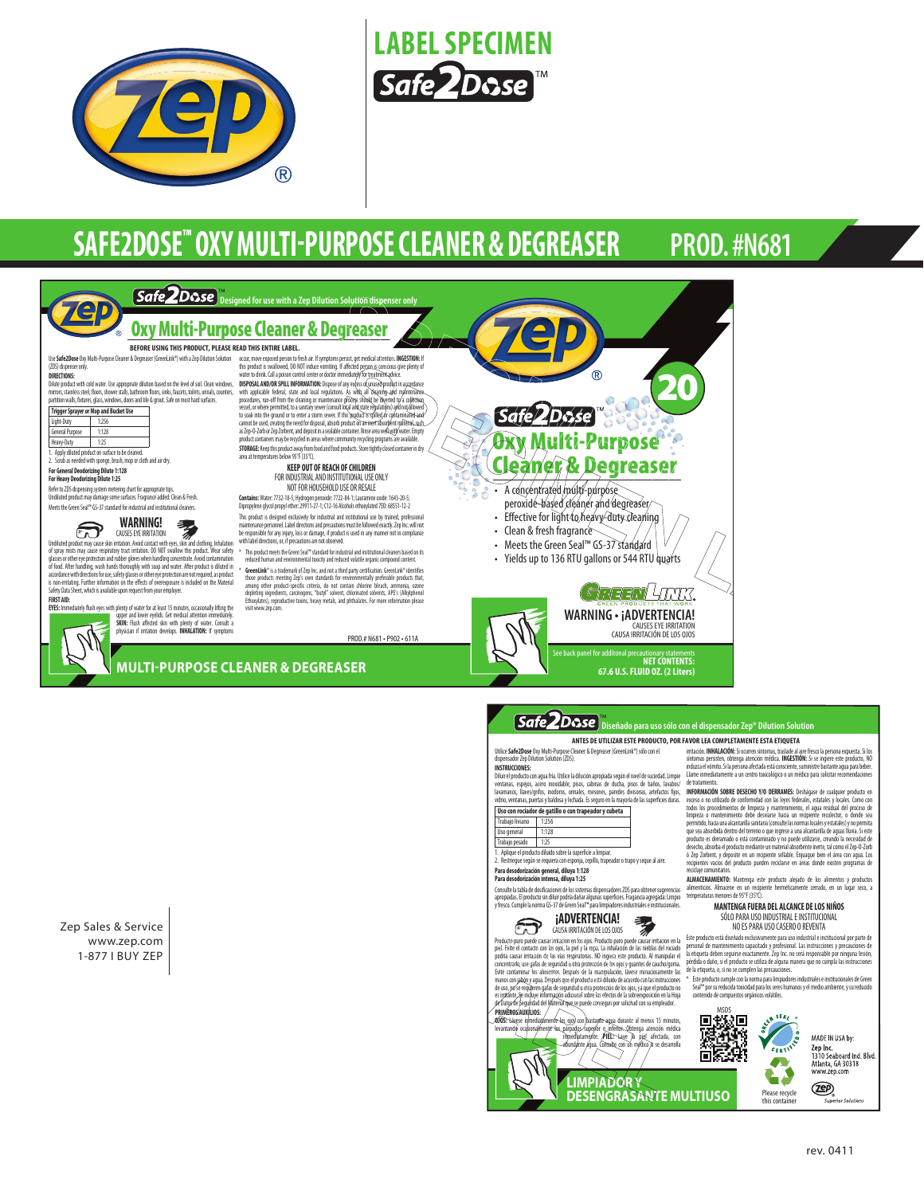# LABEL SPECIMEN

Safe2Dose™

# SAFE2DOSE™ OXY MULTI-PURPOSE CLEANER & DEGREASER PROD. #N681

Safe2Dose™ Designed for use with a Zep Dilution Solution dispenser only

## Oxy Multi-Purpose Cleaner & Degreaser

**BEFORE USING THIS PRODUCT, PLEASE READ THIS ENTIRE LABEL.**

Use **Safe2Dose** Oxy Multi-Purpose Cleaner & Degreaser (GreenLink®) with a Zep Dilution Solution (ZDS) dispenser only.

**DIRECTIONS:**
Dilute product with cold water. Use appropriate dilution based on the level of soil. Clean windows, mirrors, stainless steel, floors, shower stalls, bathroom floors, sinks, faucets, toilets, urinals, counters, partition walls, fixtures, glass, windows, doors and tile & grout. Safe on most hard surfaces.

| Trigger Sprayer or Mop and Bucket Use | |
|---|---|
| Light-Duty | 1:256 |
| General Purpose | 1:128 |
| Heavy-Duty | 1:25 |

1. Apply diluted product on surface to be cleaned.
2. Scrub as needed with sponge, brush, mop or cloth and air dry.

**For General Deodorizing Dilute 1:128**
**For Heavy Deodorizing Dilute 1:25**

Refer to ZDS dispensing system metering chart for appropriate tips.
Undiluted product may damage some surfaces. Fragrance added: Clean & Fresh.
Meets the Green Seal™ GS-37 standard for industrial and institutional cleaners.

**WARNING!**
CAUSES EYE IRRITATION

Undiluted product may cause skin irritation. Avoid contact with eyes, skin and clothing. Inhalation of spray mists may cause respiratory tract irritation. DO NOT swallow this product. Wear safety glasses or other eye protection and rubber gloves when handling concentrate. Avoid contamination of food. After handling, wash hands thoroughly with soap and water. After product is diluted in accordance with directions for use, safety glasses or other eye protection are not required, as product is non-irritating. Further information on the effects of overexposure is included on the Material Safety Data Sheet, which is available upon request from your employer.

**FIRST AID:**
**EYES:** Immediately flush eyes with plenty of water for at least 15 minutes, occasionally lifting the upper and lower eyelids. Get medical attention immediately. **SKIN:** Flush affected skin with plenty of water. Consult a physician if irritation develops. **INHALATION:** If symptoms occur, move exposed person to fresh air. If symptoms persist, get medical attention. **INGESTION:** If this product is swallowed, DO NOT induce vomiting. If affected person is conscious give plenty of water to drink. Call a poison control center or doctor immediately for treatment advice.

**DISPOSAL AND/OR SPILL INFORMATION:** Dispose of any excess of unused product in accordance with applicable federal, state and local regulations. As with all cleaning and maintenance procedures, run-off from the cleaning or maintenance process should be diverted to a collection vessel, or where permitted, to a sanitary sewer (consult local and state regulations) and not allowed to soak into the ground or to enter a storm sewer. If the product is spilled or contaminated and cannot be used, creating the need for disposal, absorb product on an inert absorbent material, such as Zep-O-Zorb or Zep Zorbent, and deposit in a sealable container. Rinse area well with water. Empty product containers may be recycled in areas where community recycling programs are available.
**STORAGE:** Keep this product away from food and food products. Store tightly closed container in dry area at temperatures below 95°F (35°C).

**KEEP OUT OF REACH OF CHILDREN**
FOR INDUSTRIAL AND INSTITUTIONAL USE ONLY
NOT FOR HOUSEHOLD USE OR RESALE

**Contains:** Water: 7732-18-5; Hydrogen peroxide: 7722-84-1; Lauramine oxide: 1643-20-5; Dipropylene glycol propyl ether: 29911-27-1; C12-16 Alcohols ethoxylated 7EO: 68551-12-2

This product is designed exclusively for industrial and institutional use by trained, professional maintenance personnel. Label directions and precautions must be followed exactly. Zep Inc. will not be responsible for any injury, loss or damage, if product is used in any manner not in compliance with label directions, or, if precautions are not observed.

\* This product meets the Green Seal™ standard for industrial and institutional cleaners based on its reduced human and environmental toxicity and reduced volatile organic compound content.

® **GreenLink®** is a trademark of Zep Inc. and not a third party certification. GreenLink® identifies those products meeting Zep's own standards for environmentally preferable products that, among other product-specific criteria, do not contain chlorine bleach, ammonia, ozone depleting ingredients, carcinogens, "butyl" solvent, chlorinated solvents, APE's (Alkylphenol Ethoxylates), reproductive toxins, heavy metals, and phthalates. For more information please visit www.zep.com.

PROD.# N681 • P902 • 611A

**MULTI-PURPOSE CLEANER & DEGREASER**

20

Safe2Dose™

## Oxy Multi-Purpose Cleaner & Degreaser

- A concentrated multi-purpose peroxide-based cleaner and degreaser
- Effective for light to heavy-duty cleaning
- Clean & fresh fragrance
- Meets the Green Seal™ GS-37 standard
- Yields up to 136 RTU gallons or 544 RTU quarts

GREENLINK — GREEN PRODUCTS THAT WORK

**WARNING • ¡ADVERTENCIA!**
CAUSES EYE IRRITATION
CAUSA IRRITACIÓN DE LOS OJOS

See back panel for additonal precautionary statements
**NET CONTENTS:**
**67.6 U.S. FLUID OZ. (2 Liters)**

Safe2Dose™ Diseñado para uso sólo con el dispensador Zep® Dilution Solution

**ANTES DE UTILIZAR ESTE PRODUCTO, POR FAVOR LEA COMPLETAMENTE ESTA ETIQUETA**

Utilice **Safe2Dose** Oxy Multi-Purpose Cleaner & Degreaser (GreenLink®) sólo con el dispensador Zep Dilution Solution (ZDS).

**INSTRUCCIONES:**
Diluir el producto con agua fría. Utilice la dilución apropiada según el nivel de suciedad. Limpie ventanas, espejos, acero inoxidable, pisos, cabinas de ducha, pisos de baños, lavabos/ lavamanos, llaves/grifos, inodoros, orinales, mesones, paredes divisorias, artefactos fijos, vidrio, ventanas, puertas y baldosa y lechada. Es seguro en la mayoría de las superficies duras.

| Uso con rociador de gatillo o con trapeador y cubeta | |
|---|---|
| Trabajo liviano | 1:256 |
| Uso general | 1:128 |
| Trabajo pesado | 1:25 |

1. Aplique el producto diluido sobre la superficie a limpiar.
2. Restriegue según se requiera con esponja, cepillo, trapeador o trapo y seque al aire.

**Para desodorización general, diluya 1:128**
**Para desodorización intensa, diluya 1:25**

Consulte la tabla de dosificaciones de los sistemas dispensadores ZDS para obtener sugerencias apropiadas. El producto sin diluir podría dañar algunas superficies. Fragancia agregada: Limpio y fresco. Cumple la norma GS-37 de Green Seal™ para limpiadores industriales e institucionales.

**¡ADVERTENCIA!**
CAUSA IRRITACIÓN DE LOS OJOS

Producto puro puede causar irritacion en los ojos. Producto puro puede causar irritacion en la piel. Evite el contacto con los ojos, la piel y la ropa. La inhalación de las neblinas del rociado podría causar irritación de las vías respiratorias. NO ingiera este producto. Al manipular el concentrado, use gafas de seguridad u otra protección de los ojos y guantes de caucho/goma. Evite contaminar los alimentos. Después de la manipulación, lávese minuciosamente las manos con jabón y agua. Después que el producto está diluido de acuerdo con las instrucciones de uso, no se requieren gafas de seguridad u otra protección de los ojos, ya que el producto no es irritante. Se incluye información adicional sobre los efectos de la sobreexposición en la Hoja de Datos de Seguridad del Material que se puede conseguir por solicitud con su empleador.

**PRIMEROS AUXILIOS:**
**OJOS:** Lávese inmediatamente los ojos con bastante agua durante al menos 15 minutos, levantando ocasionalmente los párpados superior e inferior. Obtenga atención médica inmediatamente. **PIEL:** Lave la piel afectada con abundante agua. Consulte con un médico si se desarrolla irritación. **INHALACIÓN:** Si ocurren síntomas, traslade al aire fresco la persona expuesta. Si los síntomas persisten, obtenga atención médica. **INGESTIÓN:** Si se ingiere este producto, NO induzca el vómito. Si la persona afectada está consciente, suministre bastante agua para beber. Llame inmediatamente a un centro toxicológico o un médico para solicitar recomendaciones de tratamiento.

**INFORMACIÓN SOBRE DESECHO Y/O DERRAMES:** Deshágase de cualquier producto en exceso o no utilizado de conformidad con las leyes federales, estatales y locales. Como con todos los procedimientos de limpieza y mantenimiento, el agua residual del proceso de limpieza o mantenimiento debe desviarse hacia un recipiente recolector, o donde sea permitido, hacia una alcantarilla sanitaria (consulte las normas locales y estatales) y no permita que sea absorbida dentro del terreno o que ingrese a una alcantarilla de aguas lluvia. Si este producto es derramado o está contaminado y no puede utilizarse, creando la necesidad de desecho, absorba el producto mediante un material absorbente inerte, tal como el Zep-O-Zorb ó Zep Zorbent, y deposite en un recipiente sellable. Enjuague bien el área con agua. Los recipientes vacíos del producto pueden reciclarse en áreas donde existen programas de reciclaje comunitarios.

**ALMACENAMIENTO:** Mantenga este producto alejado de los alimentos y productos alimenticios. Almacene en un recipiente herméticamente cerrado, en un lugar seco, a temperaturas menores de 95°F (35°C).

**MANTENGA FUERA DEL ALCANCE DE LOS NIÑOS**
SÓLO PARA USO INDUSTRIAL E INSTITUCIONAL
NO ES PARA USO CASERO O REVENTA

Este producto está diseñado exclusivamente para uso industrial e institucional por parte de personal de mantenimiento capacitado y profesional. Las instrucciones y precauciones de la etiqueta deben seguirse exactamente. Zep Inc. no será responsable por ninguna lesión, pérdida o daño, si el producto se utiliza de alguna manera que no cumpla las instrucciones de la etiqueta, o, si no se cumplen las precauciones.

\* Este producto cumple con la norma para limpiadores industriales e institucionales de Green Seal™ por su reducida toxicidad para los seres humanos y el medio ambiente, y su reducido contenido de compuestos orgánicos volátiles.

MSDS

Please recycle this container

MADE IN USA by:
Zep Inc.
1310 Seaboard Ind. Blvd.
Atlanta, GA 30318
www.zep.com

**LIMPIADOR Y DESENGRASANTE MULTIUSO**

Zep Sales & Service
www.zep.com
1-877 I BUY ZEP

rev. 0411